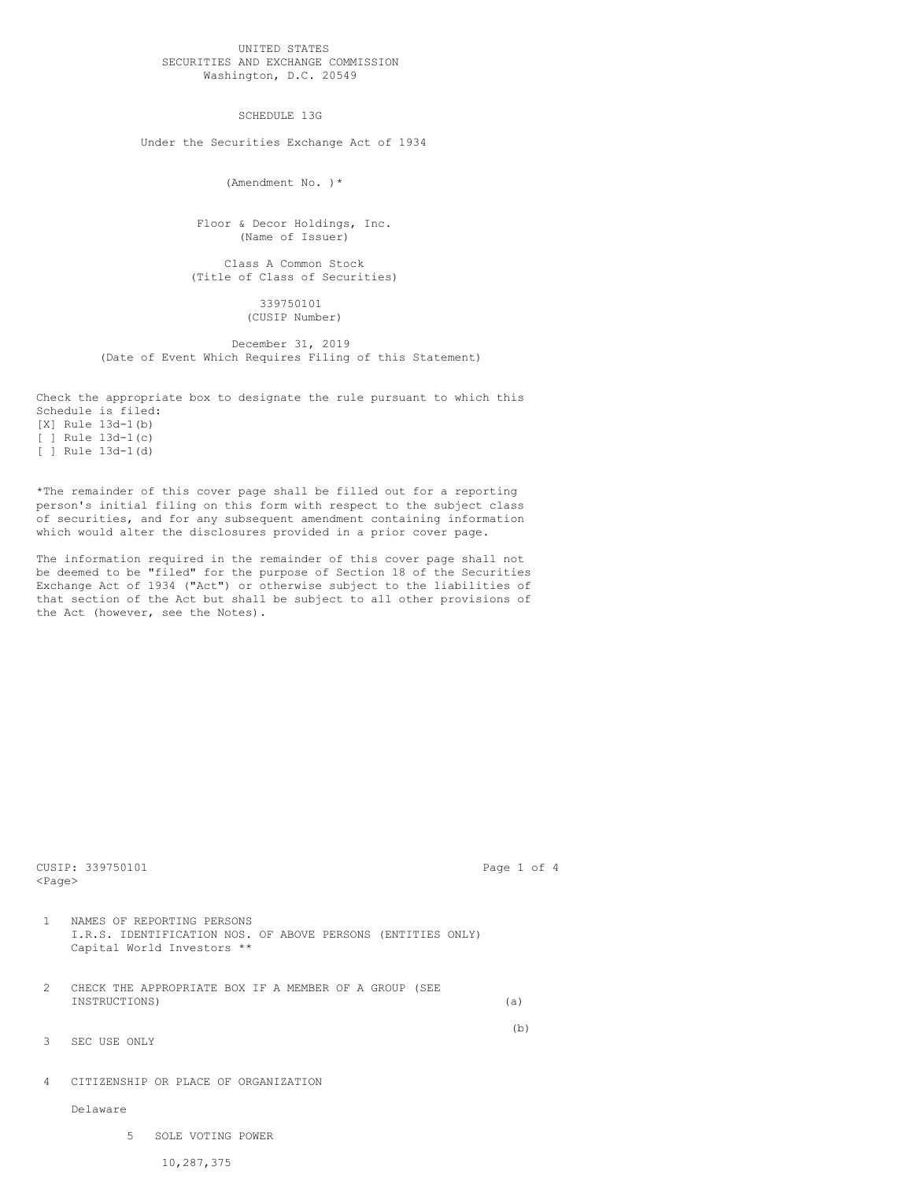UNITED STATES
SECURITIES AND EXCHANGE COMMISSION
Washington, D.C. 20549

SCHEDULE 13G

Under the Securities Exchange Act of 1934

(Amendment No. )*

Floor & Decor Holdings, Inc.
(Name of Issuer)

Class A Common Stock
(Title of Class of Securities)

339750101
(CUSIP Number)

December 31, 2019
(Date of Event Which Requires Filing of this Statement)

Check the appropriate box to designate the rule pursuant to which this Schedule is filed:
[X] Rule 13d-1(b)
[ ] Rule 13d-1(c)
[ ] Rule 13d-1(d)

*The remainder of this cover page shall be filled out for a reporting person's initial filing on this form with respect to the subject class of securities, and for any subsequent amendment containing information which would alter the disclosures provided in a prior cover page.

The information required in the remainder of this cover page shall not be deemed to be "filed" for the purpose of Section 18 of the Securities Exchange Act of 1934 ("Act") or otherwise subject to the liabilities of that section of the Act but shall be subject to all other provisions of the Act (however, see the Notes).

CUSIP: 339750101

1 NAMES OF REPORTING PERSONS
I.R.S. IDENTIFICATION NOS. OF ABOVE PERSONS (ENTITIES ONLY)
Capital World Investors **

2 CHECK THE APPROPRIATE BOX IF A MEMBER OF A GROUP (SEE INSTRUCTIONS) (a)

(b)

3 SEC USE ONLY

4 CITIZENSHIP OR PLACE OF ORGANIZATION

Delaware

5 SOLE VOTING POWER

10,287,375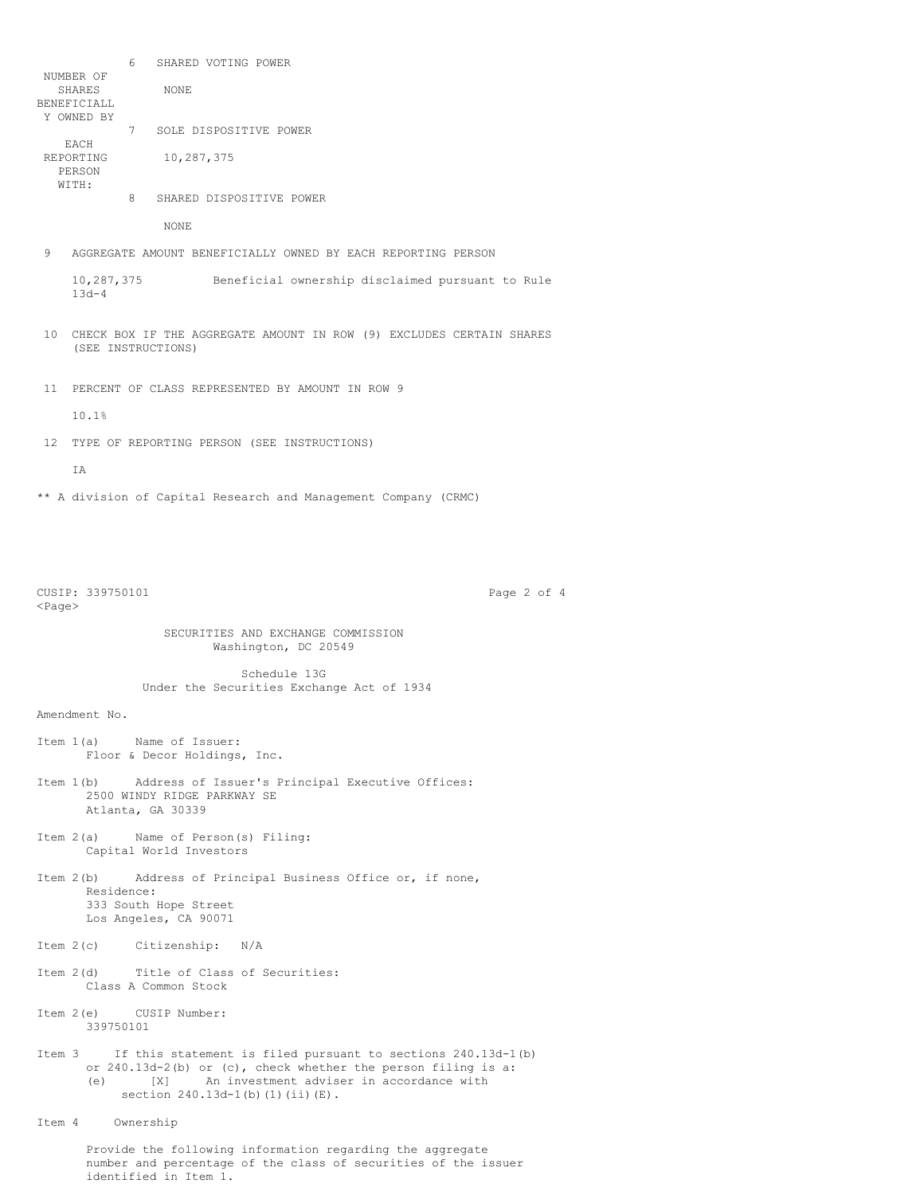| | | |
|---|---|---|
| NUMBER OF SHARES BENEFICIALLY OWNED BY EACH REPORTING PERSON WITH: | 6 | SHARED VOTING POWER<br><br>NONE |
| | 7 | SOLE DISPOSITIVE POWER<br><br>10,287,375 |
| | 8 | SHARED DISPOSITIVE POWER<br><br>NONE |

9 AGGREGATE AMOUNT BENEFICIALLY OWNED BY EACH REPORTING PERSON

10,287,375 Beneficial ownership disclaimed pursuant to Rule 13d-4

10 CHECK BOX IF THE AGGREGATE AMOUNT IN ROW (9) EXCLUDES CERTAIN SHARES (SEE INSTRUCTIONS)

11 PERCENT OF CLASS REPRESENTED BY AMOUNT IN ROW 9

10.1%

12 TYPE OF REPORTING PERSON (SEE INSTRUCTIONS)

IA

** A division of Capital Research and Management Company (CRMC)

CUSIP: 339750101

SECURITIES AND EXCHANGE COMMISSION
Washington, DC 20549

Schedule 13G
Under the Securities Exchange Act of 1934

Amendment No.

Item 1(a) Name of Issuer:
Floor & Decor Holdings, Inc.

Item 1(b) Address of Issuer's Principal Executive Offices:
2500 WINDY RIDGE PARKWAY SE
Atlanta, GA 30339

Item 2(a) Name of Person(s) Filing:
Capital World Investors

Item 2(b) Address of Principal Business Office or, if none, Residence:
333 South Hope Street
Los Angeles, CA 90071

Item 2(c) Citizenship: N/A

Item 2(d) Title of Class of Securities:
Class A Common Stock

Item 2(e) CUSIP Number:
339750101

Item 3 If this statement is filed pursuant to sections 240.13d-1(b) or 240.13d-2(b) or (c), check whether the person filing is a:
(e) [X] An investment adviser in accordance with section 240.13d-1(b)(1)(ii)(E).

Item 4 Ownership

Provide the following information regarding the aggregate number and percentage of the class of securities of the issuer identified in Item 1.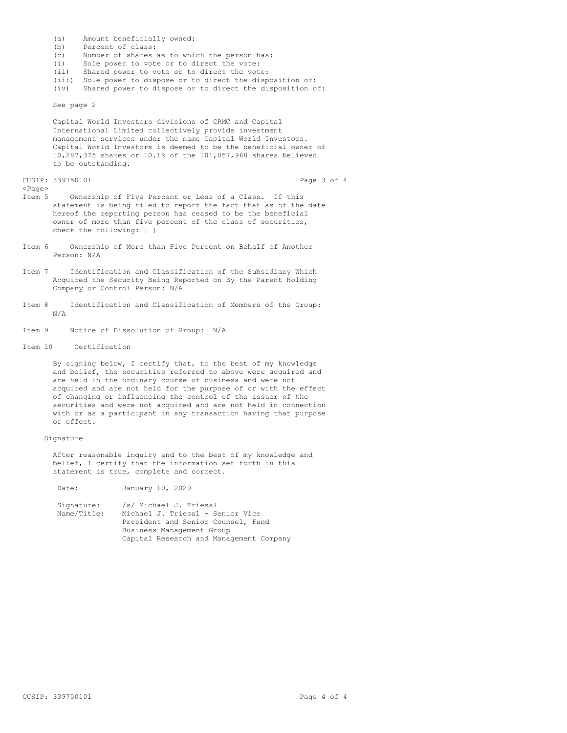(a) Amount beneficially owned:
(b) Percent of class:
(c) Number of shares as to which the person has:
(i) Sole power to vote or to direct the vote:
(ii) Shared power to vote or to direct the vote:
(iii) Sole power to dispose or to direct the disposition of:
(iv) Shared power to dispose or to direct the disposition of:

See page 2

Capital World Investors divisions of CRMC and Capital International Limited collectively provide investment management services under the name Capital World Investors. Capital World Investors is deemed to be the beneficial owner of 10,287,375 shares or 10.1% of the 101,057,968 shares believed to be outstanding.

Item 5 Ownership of Five Percent or Less of a Class. If this statement is being filed to report the fact that as of the date hereof the reporting person has ceased to be the beneficial owner of more than five percent of the class of securities, check the following: [ ]

Item 6 Ownership of More than Five Percent on Behalf of Another Person: N/A

Item 7 Identification and Classification of the Subsidiary Which Acquired the Security Being Reported on By the Parent Holding Company or Control Person: N/A

Item 8 Identification and Classification of Members of the Group: N/A

Item 9 Notice of Dissolution of Group: N/A

Item 10 Certification

By signing below, I certify that, to the best of my knowledge and belief, the securities referred to above were acquired and are held in the ordinary course of business and were not acquired and are not held for the purpose of or with the effect of changing or influencing the control of the issuer of the securities and were not acquired and are not held in connection with or as a participant in any transaction having that purpose or effect.

Signature

After reasonable inquiry and to the best of my knowledge and belief, I certify that the information set forth in this statement is true, complete and correct.

Date: January 10, 2020

Signature: /s/ Michael J. Triessl
Name/Title: Michael J. Triessl - Senior Vice President and Senior Counsel, Fund Business Management Group
Capital Research and Management Company